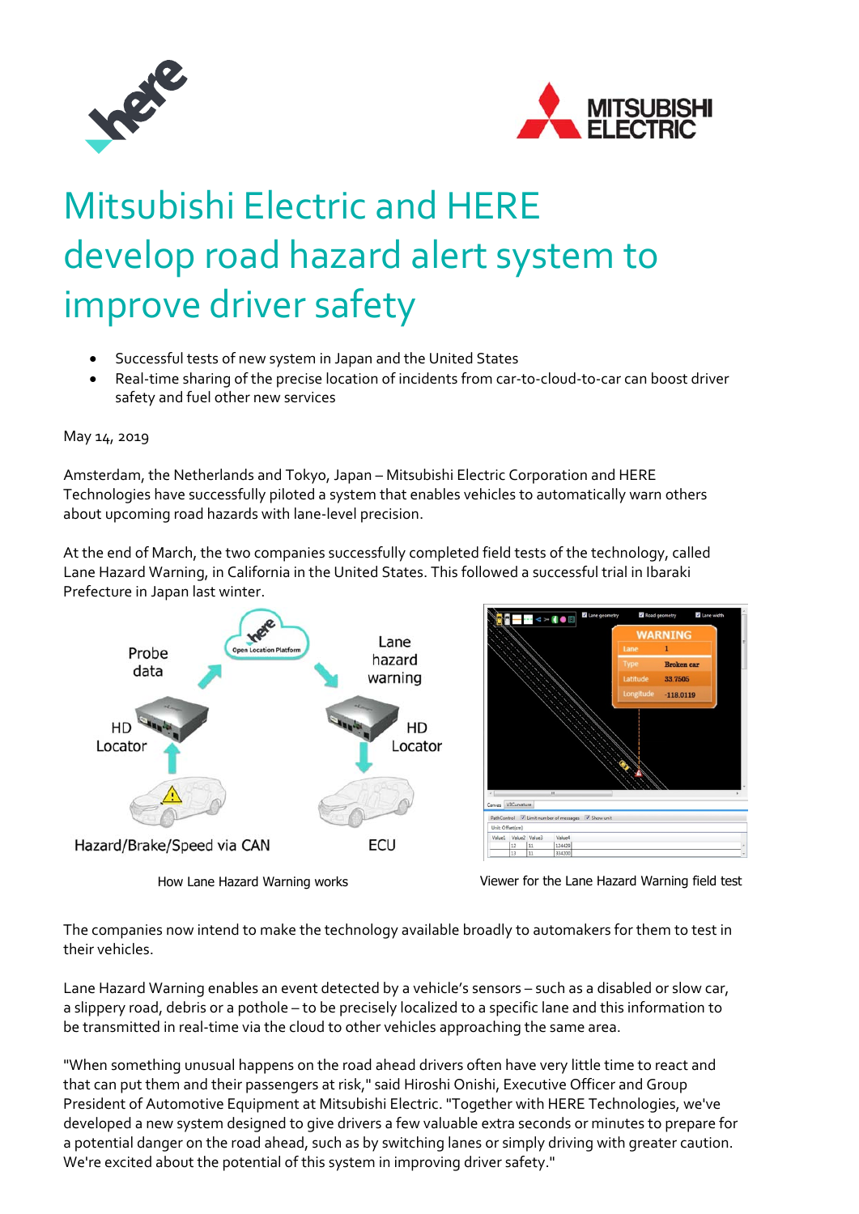# Mitsubishi Electric and HERE develop road hazard alert system to improve driver safety

- Successful tests of new system in Japan and the United States
- Real-time sharing of the precise location of incidents from car-to-cloud-to-car can boost driver safety and fuel other new services

May 14, 2019

Amsterdam, the Netherlands and Tokyo, Japan – Mitsubishi Electric Corporation and HERE Technologies have successfully piloted a system that enables vehicles to automatically warn others about upcoming road hazards with lane-level precision.

At the end of March, the two companies successfully completed field tests of the technology, called Lane Hazard Warning, in California in the United States. This followed a successful trial in Ibaraki Prefecture in Japan last winter.

Probe data

Open Location Platform

Lane hazard warning

HD Locator

HD Locator

Hazard/Brake/Speed via CAN

ECU

How Lane Hazard Warning works

WARNING

Lane 1

Type Broken car

Latitude 33.7505

Longitude -118.0119

Viewer for the Lane Hazard Warning field test

The companies now intend to make the technology available broadly to automakers for them to test in their vehicles.

Lane Hazard Warning enables an event detected by a vehicle's sensors – such as a disabled or slow car, a slippery road, debris or a pothole – to be precisely localized to a specific lane and this information to be transmitted in real-time via the cloud to other vehicles approaching the same area.

"When something unusual happens on the road ahead drivers often have very little time to react and that can put them and their passengers at risk," said Hiroshi Onishi, Executive Officer and Group President of Automotive Equipment at Mitsubishi Electric. "Together with HERE Technologies, we've developed a new system designed to give drivers a few valuable extra seconds or minutes to prepare for a potential danger on the road ahead, such as by switching lanes or simply driving with greater caution. We're excited about the potential of this system in improving driver safety."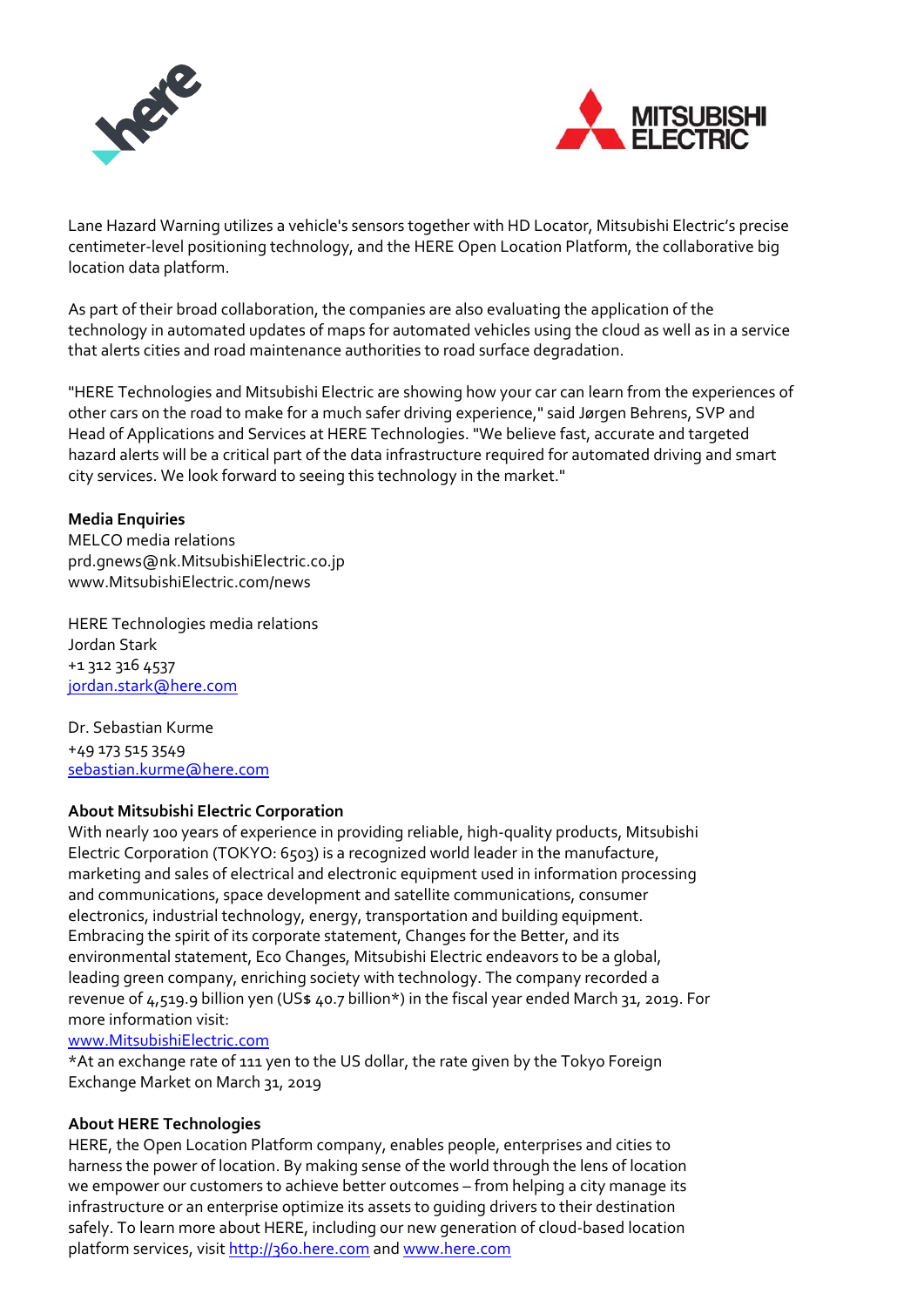Lane Hazard Warning utilizes a vehicle's sensors together with HD Locator, Mitsubishi Electric's precise centimeter-level positioning technology, and the HERE Open Location Platform, the collaborative big location data platform.

As part of their broad collaboration, the companies are also evaluating the application of the technology in automated updates of maps for automated vehicles using the cloud as well as in a service that alerts cities and road maintenance authorities to road surface degradation.

"HERE Technologies and Mitsubishi Electric are showing how your car can learn from the experiences of other cars on the road to make for a much safer driving experience," said Jørgen Behrens, SVP and Head of Applications and Services at HERE Technologies. "We believe fast, accurate and targeted hazard alerts will be a critical part of the data infrastructure required for automated driving and smart city services. We look forward to seeing this technology in the market."

**Media Enquiries**
MELCO media relations
prd.gnews@nk.MitsubishiElectric.co.jp
www.MitsubishiElectric.com/news

HERE Technologies media relations
Jordan Stark
+1 312 316 4537
jordan.stark@here.com

Dr. Sebastian Kurme
+49 173 515 3549
sebastian.kurme@here.com

**About Mitsubishi Electric Corporation**
With nearly 100 years of experience in providing reliable, high-quality products, Mitsubishi Electric Corporation (TOKYO: 6503) is a recognized world leader in the manufacture, marketing and sales of electrical and electronic equipment used in information processing and communications, space development and satellite communications, consumer electronics, industrial technology, energy, transportation and building equipment. Embracing the spirit of its corporate statement, Changes for the Better, and its environmental statement, Eco Changes, Mitsubishi Electric endeavors to be a global, leading green company, enriching society with technology. The company recorded a revenue of 4,519.9 billion yen (US$ 40.7 billion*) in the fiscal year ended March 31, 2019. For more information visit:
www.MitsubishiElectric.com
*At an exchange rate of 111 yen to the US dollar, the rate given by the Tokyo Foreign Exchange Market on March 31, 2019

**About HERE Technologies**
HERE, the Open Location Platform company, enables people, enterprises and cities to harness the power of location. By making sense of the world through the lens of location we empower our customers to achieve better outcomes – from helping a city manage its infrastructure or an enterprise optimize its assets to guiding drivers to their destination safely. To learn more about HERE, including our new generation of cloud-based location platform services, visit http://360.here.com and www.here.com